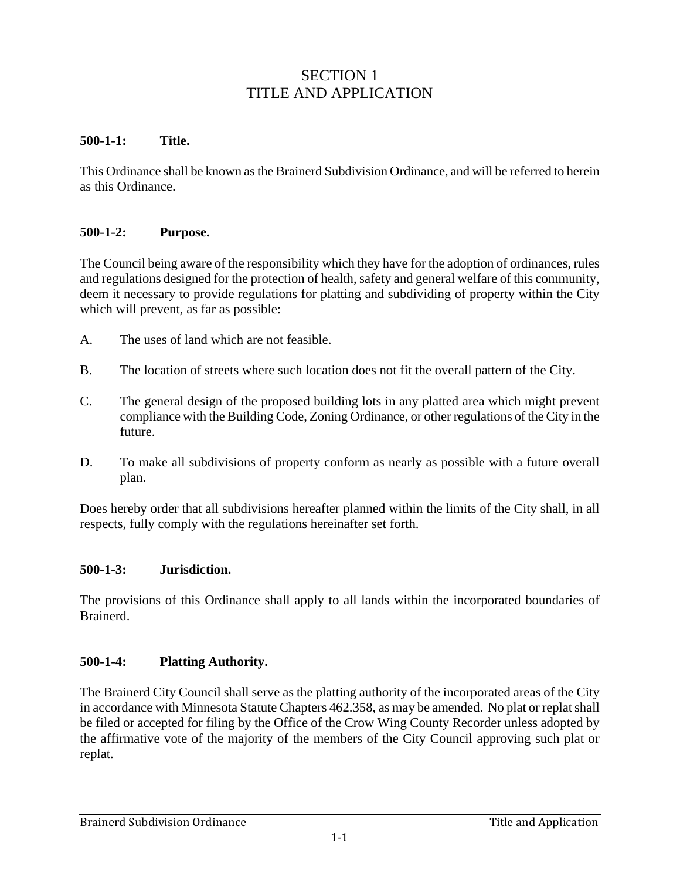# SECTION 1
# TITLE AND APPLICATION

### 500-1-1: Title.

This Ordinance shall be known as the Brainerd Subdivision Ordinance, and will be referred to herein as this Ordinance.

### 500-1-2: Purpose.

The Council being aware of the responsibility which they have for the adoption of ordinances, rules and regulations designed for the protection of health, safety and general welfare of this community, deem it necessary to provide regulations for platting and subdividing of property within the City which will prevent, as far as possible:

A. The uses of land which are not feasible.

B. The location of streets where such location does not fit the overall pattern of the City.

C. The general design of the proposed building lots in any platted area which might prevent compliance with the Building Code, Zoning Ordinance, or other regulations of the City in the future.

D. To make all subdivisions of property conform as nearly as possible with a future overall plan.

Does hereby order that all subdivisions hereafter planned within the limits of the City shall, in all respects, fully comply with the regulations hereinafter set forth.

### 500-1-3: Jurisdiction.

The provisions of this Ordinance shall apply to all lands within the incorporated boundaries of Brainerd.

### 500-1-4: Platting Authority.

The Brainerd City Council shall serve as the platting authority of the incorporated areas of the City in accordance with Minnesota Statute Chapters 462.358, as may be amended. No plat or replat shall be filed or accepted for filing by the Office of the Crow Wing County Recorder unless adopted by the affirmative vote of the majority of the members of the City Council approving such plat or replat.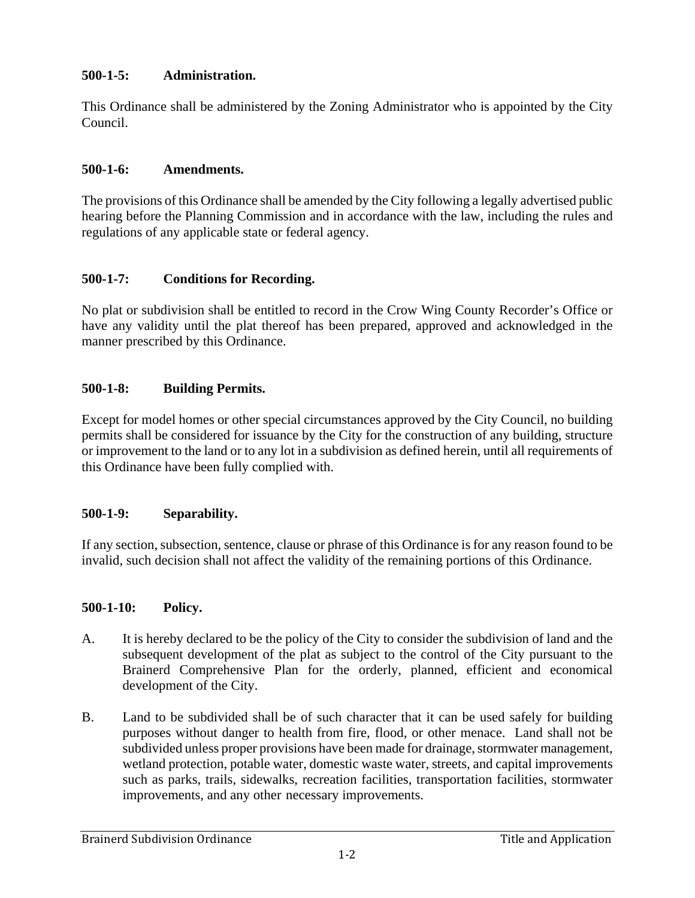### 500-1-5: Administration.

This Ordinance shall be administered by the Zoning Administrator who is appointed by the City Council.

### 500-1-6: Amendments.

The provisions of this Ordinance shall be amended by the City following a legally advertised public hearing before the Planning Commission and in accordance with the law, including the rules and regulations of any applicable state or federal agency.

### 500-1-7: Conditions for Recording.

No plat or subdivision shall be entitled to record in the Crow Wing County Recorder's Office or have any validity until the plat thereof has been prepared, approved and acknowledged in the manner prescribed by this Ordinance.

### 500-1-8: Building Permits.

Except for model homes or other special circumstances approved by the City Council, no building permits shall be considered for issuance by the City for the construction of any building, structure or improvement to the land or to any lot in a subdivision as defined herein, until all requirements of this Ordinance have been fully complied with.

### 500-1-9: Separability.

If any section, subsection, sentence, clause or phrase of this Ordinance is for any reason found to be invalid, such decision shall not affect the validity of the remaining portions of this Ordinance.

### 500-1-10: Policy.

A. It is hereby declared to be the policy of the City to consider the subdivision of land and the subsequent development of the plat as subject to the control of the City pursuant to the Brainerd Comprehensive Plan for the orderly, planned, efficient and economical development of the City.

B. Land to be subdivided shall be of such character that it can be used safely for building purposes without danger to health from fire, flood, or other menace. Land shall not be subdivided unless proper provisions have been made for drainage, stormwater management, wetland protection, potable water, domestic waste water, streets, and capital improvements such as parks, trails, sidewalks, recreation facilities, transportation facilities, stormwater improvements, and any other necessary improvements.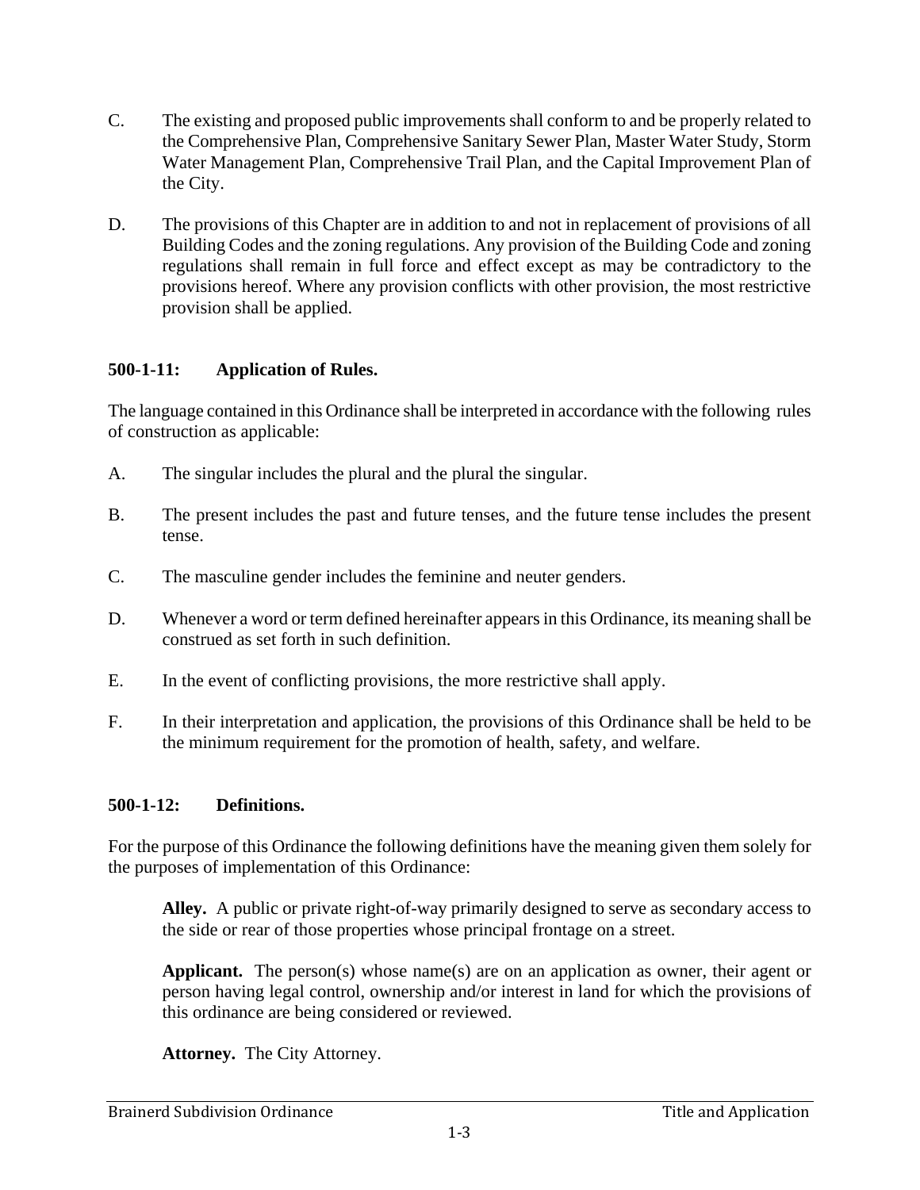C. The existing and proposed public improvements shall conform to and be properly related to the Comprehensive Plan, Comprehensive Sanitary Sewer Plan, Master Water Study, Storm Water Management Plan, Comprehensive Trail Plan, and the Capital Improvement Plan of the City.

D. The provisions of this Chapter are in addition to and not in replacement of provisions of all Building Codes and the zoning regulations. Any provision of the Building Code and zoning regulations shall remain in full force and effect except as may be contradictory to the provisions hereof. Where any provision conflicts with other provision, the most restrictive provision shall be applied.

### 500-1-11: Application of Rules.

The language contained in this Ordinance shall be interpreted in accordance with the following rules of construction as applicable:

A. The singular includes the plural and the plural the singular.

B. The present includes the past and future tenses, and the future tense includes the present tense.

C. The masculine gender includes the feminine and neuter genders.

D. Whenever a word or term defined hereinafter appears in this Ordinance, its meaning shall be construed as set forth in such definition.

E. In the event of conflicting provisions, the more restrictive shall apply.

F. In their interpretation and application, the provisions of this Ordinance shall be held to be the minimum requirement for the promotion of health, safety, and welfare.

### 500-1-12: Definitions.

For the purpose of this Ordinance the following definitions have the meaning given them solely for the purposes of implementation of this Ordinance:

**Alley.** A public or private right-of-way primarily designed to serve as secondary access to the side or rear of those properties whose principal frontage on a street.

**Applicant.** The person(s) whose name(s) are on an application as owner, their agent or person having legal control, ownership and/or interest in land for which the provisions of this ordinance are being considered or reviewed.

**Attorney.** The City Attorney.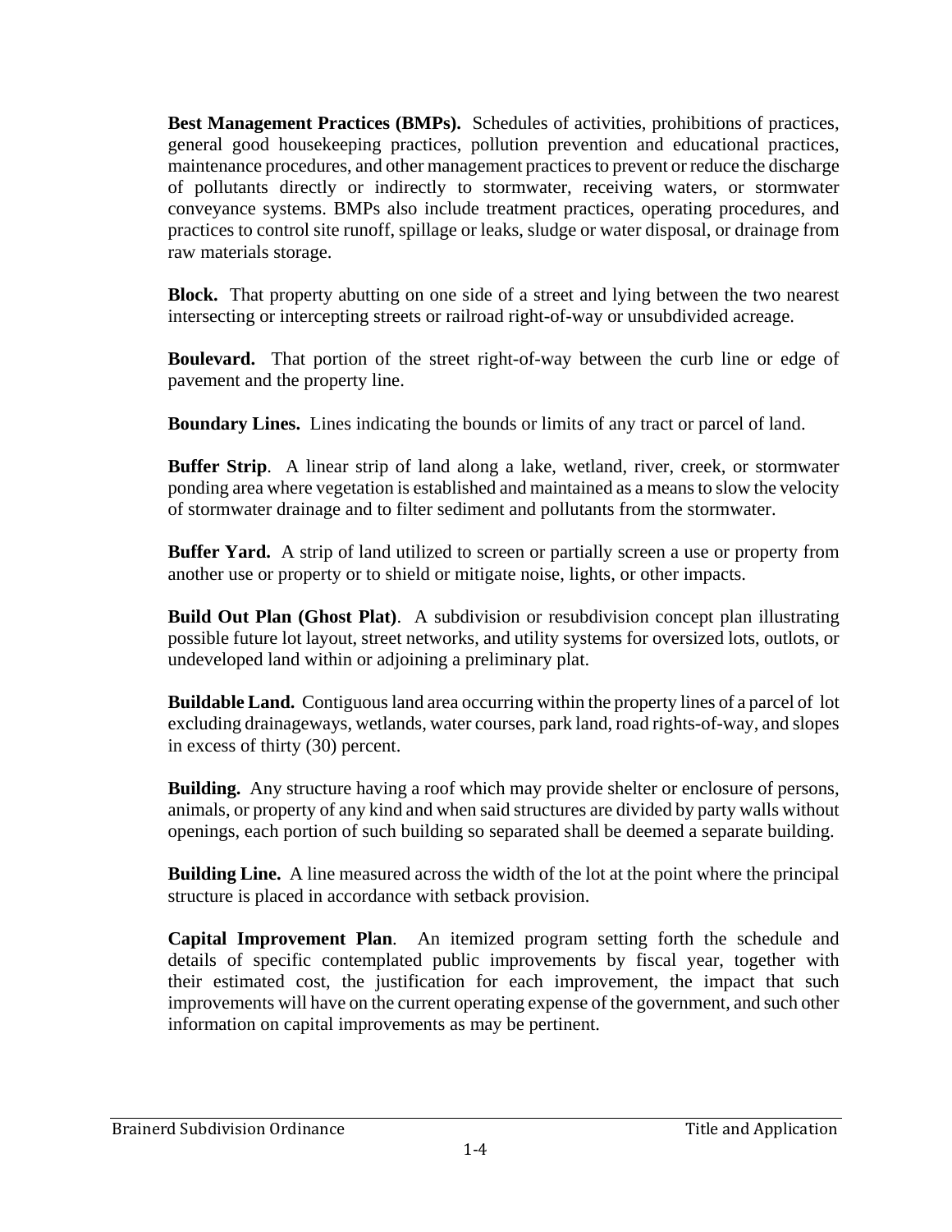**Best Management Practices (BMPs).** Schedules of activities, prohibitions of practices, general good housekeeping practices, pollution prevention and educational practices, maintenance procedures, and other management practices to prevent or reduce the discharge of pollutants directly or indirectly to stormwater, receiving waters, or stormwater conveyance systems. BMPs also include treatment practices, operating procedures, and practices to control site runoff, spillage or leaks, sludge or water disposal, or drainage from raw materials storage.

**Block.** That property abutting on one side of a street and lying between the two nearest intersecting or intercepting streets or railroad right-of-way or unsubdivided acreage.

**Boulevard.** That portion of the street right-of-way between the curb line or edge of pavement and the property line.

**Boundary Lines.** Lines indicating the bounds or limits of any tract or parcel of land.

**Buffer Strip**. A linear strip of land along a lake, wetland, river, creek, or stormwater ponding area where vegetation is established and maintained as a means to slow the velocity of stormwater drainage and to filter sediment and pollutants from the stormwater.

**Buffer Yard.** A strip of land utilized to screen or partially screen a use or property from another use or property or to shield or mitigate noise, lights, or other impacts.

**Build Out Plan (Ghost Plat)**. A subdivision or resubdivision concept plan illustrating possible future lot layout, street networks, and utility systems for oversized lots, outlots, or undeveloped land within or adjoining a preliminary plat.

**Buildable Land.** Contiguous land area occurring within the property lines of a parcel of lot excluding drainageways, wetlands, water courses, park land, road rights-of-way, and slopes in excess of thirty (30) percent.

**Building.** Any structure having a roof which may provide shelter or enclosure of persons, animals, or property of any kind and when said structures are divided by party walls without openings, each portion of such building so separated shall be deemed a separate building.

**Building Line.** A line measured across the width of the lot at the point where the principal structure is placed in accordance with setback provision.

**Capital Improvement Plan**. An itemized program setting forth the schedule and details of specific contemplated public improvements by fiscal year, together with their estimated cost, the justification for each improvement, the impact that such improvements will have on the current operating expense of the government, and such other information on capital improvements as may be pertinent.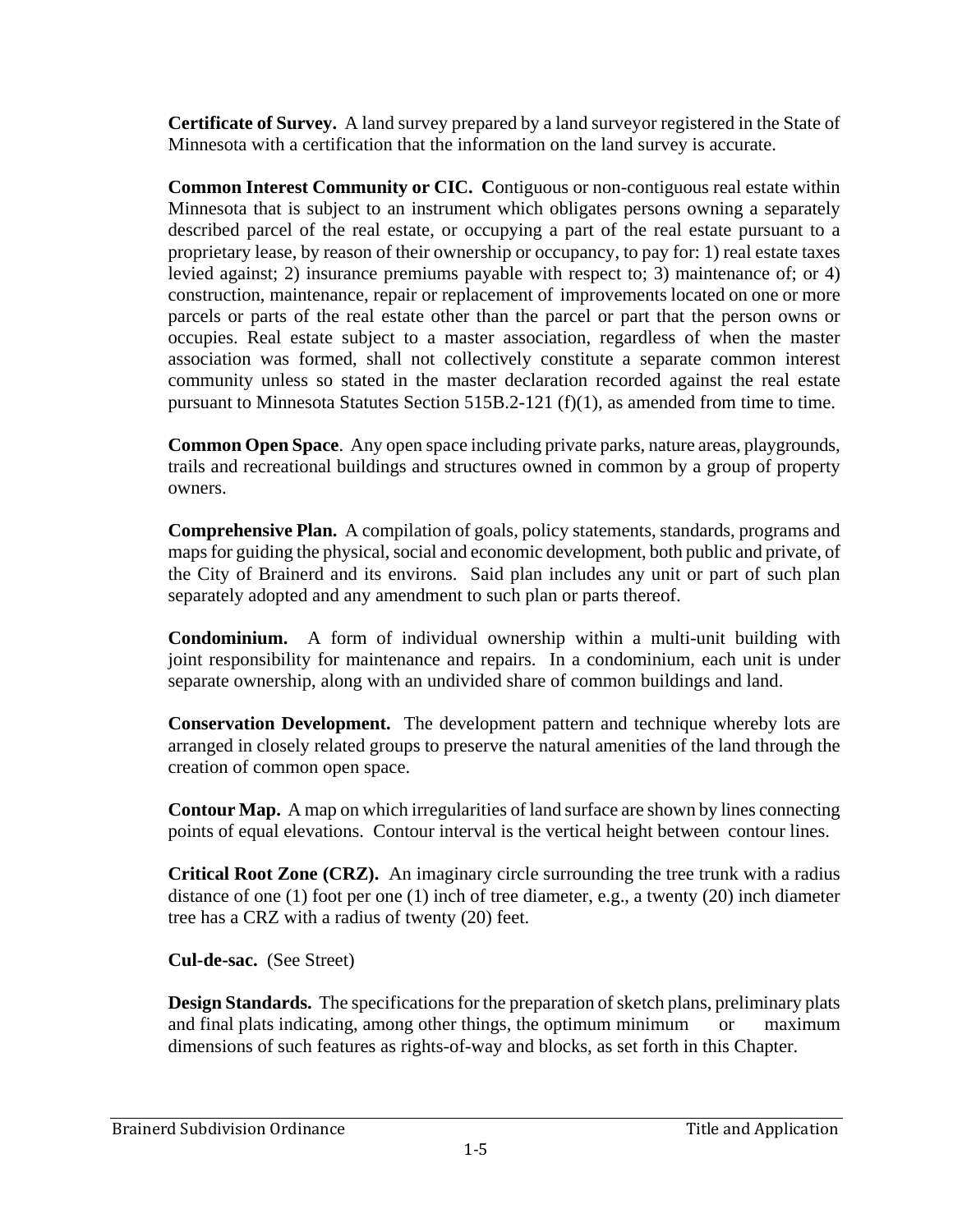**Certificate of Survey.** A land survey prepared by a land surveyor registered in the State of Minnesota with a certification that the information on the land survey is accurate.

**Common Interest Community or CIC. C**ontiguous or non-contiguous real estate within Minnesota that is subject to an instrument which obligates persons owning a separately described parcel of the real estate, or occupying a part of the real estate pursuant to a proprietary lease, by reason of their ownership or occupancy, to pay for: 1) real estate taxes levied against; 2) insurance premiums payable with respect to; 3) maintenance of; or 4) construction, maintenance, repair or replacement of improvements located on one or more parcels or parts of the real estate other than the parcel or part that the person owns or occupies. Real estate subject to a master association, regardless of when the master association was formed, shall not collectively constitute a separate common interest community unless so stated in the master declaration recorded against the real estate pursuant to Minnesota Statutes Section 515B.2-121 (f)(1), as amended from time to time.

**Common Open Space**. Any open space including private parks, nature areas, playgrounds, trails and recreational buildings and structures owned in common by a group of property owners.

**Comprehensive Plan.** A compilation of goals, policy statements, standards, programs and maps for guiding the physical, social and economic development, both public and private, of the City of Brainerd and its environs. Said plan includes any unit or part of such plan separately adopted and any amendment to such plan or parts thereof.

**Condominium.** A form of individual ownership within a multi-unit building with joint responsibility for maintenance and repairs. In a condominium, each unit is under separate ownership, along with an undivided share of common buildings and land.

**Conservation Development.** The development pattern and technique whereby lots are arranged in closely related groups to preserve the natural amenities of the land through the creation of common open space.

**Contour Map.** A map on which irregularities of land surface are shown by lines connecting points of equal elevations. Contour interval is the vertical height between contour lines.

**Critical Root Zone (CRZ).** An imaginary circle surrounding the tree trunk with a radius distance of one (1) foot per one (1) inch of tree diameter, e.g., a twenty (20) inch diameter tree has a CRZ with a radius of twenty (20) feet.

**Cul-de-sac.** (See Street)

**Design Standards.** The specifications for the preparation of sketch plans, preliminary plats and final plats indicating, among other things, the optimum minimum or maximum dimensions of such features as rights-of-way and blocks, as set forth in this Chapter.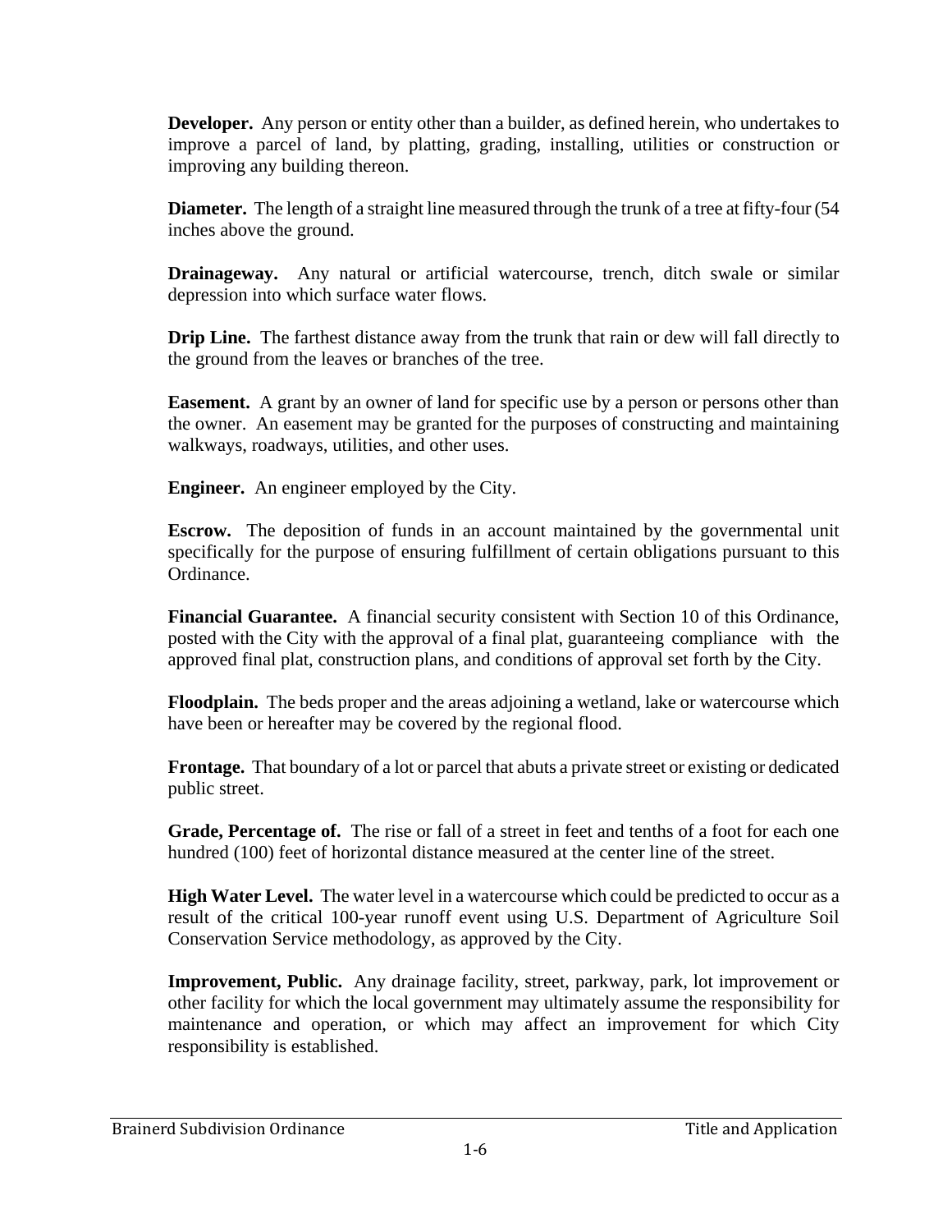**Developer.** Any person or entity other than a builder, as defined herein, who undertakes to improve a parcel of land, by platting, grading, installing, utilities or construction or improving any building thereon.

**Diameter.** The length of a straight line measured through the trunk of a tree at fifty-four (54 inches above the ground.

**Drainageway.** Any natural or artificial watercourse, trench, ditch swale or similar depression into which surface water flows.

**Drip Line.** The farthest distance away from the trunk that rain or dew will fall directly to the ground from the leaves or branches of the tree.

**Easement.** A grant by an owner of land for specific use by a person or persons other than the owner. An easement may be granted for the purposes of constructing and maintaining walkways, roadways, utilities, and other uses.

**Engineer.** An engineer employed by the City.

**Escrow.** The deposition of funds in an account maintained by the governmental unit specifically for the purpose of ensuring fulfillment of certain obligations pursuant to this Ordinance.

**Financial Guarantee.** A financial security consistent with Section 10 of this Ordinance, posted with the City with the approval of a final plat, guaranteeing compliance with the approved final plat, construction plans, and conditions of approval set forth by the City.

**Floodplain.** The beds proper and the areas adjoining a wetland, lake or watercourse which have been or hereafter may be covered by the regional flood.

**Frontage.** That boundary of a lot or parcel that abuts a private street or existing or dedicated public street.

**Grade, Percentage of.** The rise or fall of a street in feet and tenths of a foot for each one hundred (100) feet of horizontal distance measured at the center line of the street.

**High Water Level.** The water level in a watercourse which could be predicted to occur as a result of the critical 100-year runoff event using U.S. Department of Agriculture Soil Conservation Service methodology, as approved by the City.

**Improvement, Public.** Any drainage facility, street, parkway, park, lot improvement or other facility for which the local government may ultimately assume the responsibility for maintenance and operation, or which may affect an improvement for which City responsibility is established.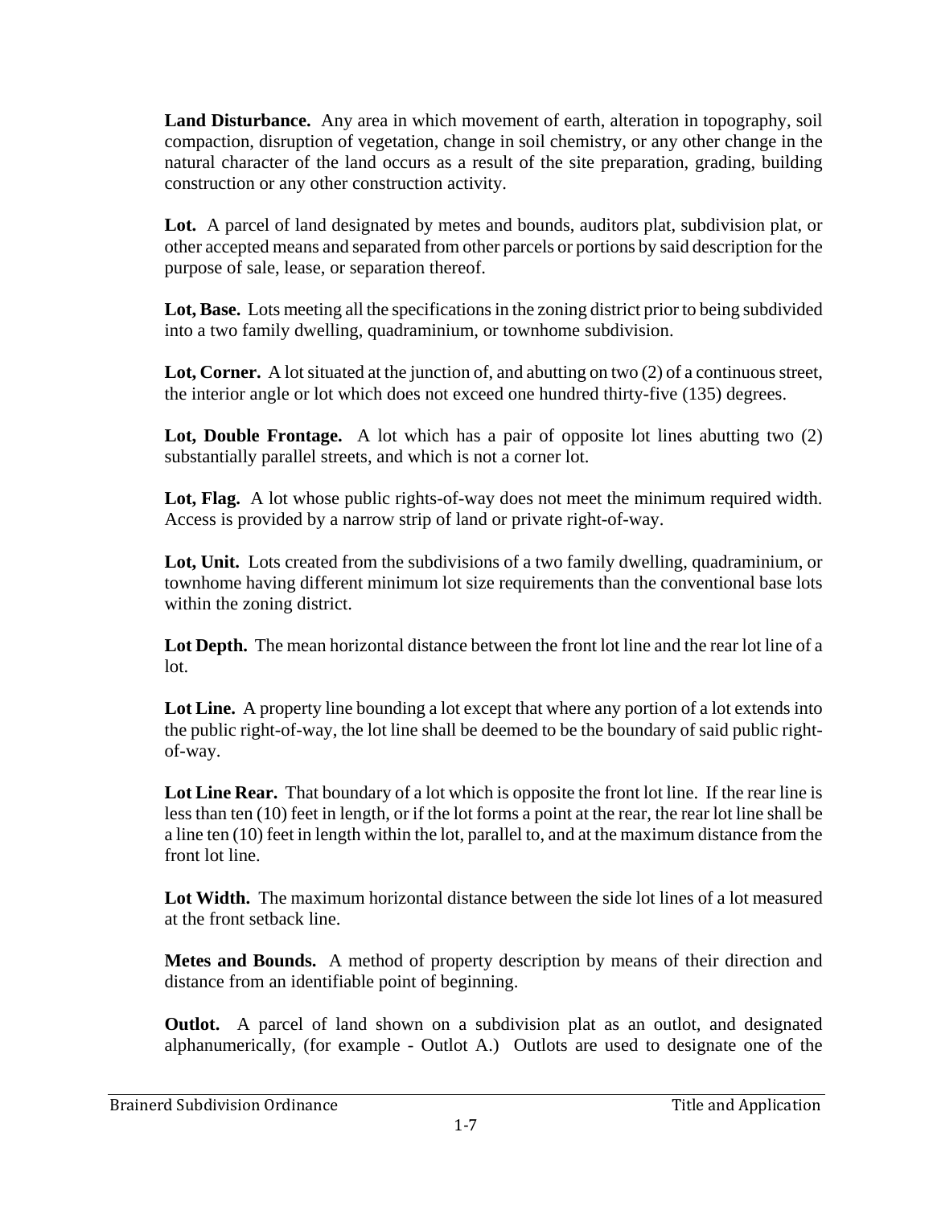**Land Disturbance.** Any area in which movement of earth, alteration in topography, soil compaction, disruption of vegetation, change in soil chemistry, or any other change in the natural character of the land occurs as a result of the site preparation, grading, building construction or any other construction activity.

**Lot.** A parcel of land designated by metes and bounds, auditors plat, subdivision plat, or other accepted means and separated from other parcels or portions by said description for the purpose of sale, lease, or separation thereof.

**Lot, Base.** Lots meeting all the specifications in the zoning district prior to being subdivided into a two family dwelling, quadraminium, or townhome subdivision.

**Lot, Corner.** A lot situated at the junction of, and abutting on two (2) of a continuous street, the interior angle or lot which does not exceed one hundred thirty-five (135) degrees.

**Lot, Double Frontage.** A lot which has a pair of opposite lot lines abutting two (2) substantially parallel streets, and which is not a corner lot.

**Lot, Flag.** A lot whose public rights-of-way does not meet the minimum required width. Access is provided by a narrow strip of land or private right-of-way.

**Lot, Unit.** Lots created from the subdivisions of a two family dwelling, quadraminium, or townhome having different minimum lot size requirements than the conventional base lots within the zoning district.

**Lot Depth.** The mean horizontal distance between the front lot line and the rear lot line of a lot.

**Lot Line.** A property line bounding a lot except that where any portion of a lot extends into the public right-of-way, the lot line shall be deemed to be the boundary of said public right-of-way.

**Lot Line Rear.** That boundary of a lot which is opposite the front lot line. If the rear line is less than ten (10) feet in length, or if the lot forms a point at the rear, the rear lot line shall be a line ten (10) feet in length within the lot, parallel to, and at the maximum distance from the front lot line.

**Lot Width.** The maximum horizontal distance between the side lot lines of a lot measured at the front setback line.

**Metes and Bounds.** A method of property description by means of their direction and distance from an identifiable point of beginning.

**Outlot.** A parcel of land shown on a subdivision plat as an outlot, and designated alphanumerically, (for example - Outlot A.) Outlots are used to designate one of the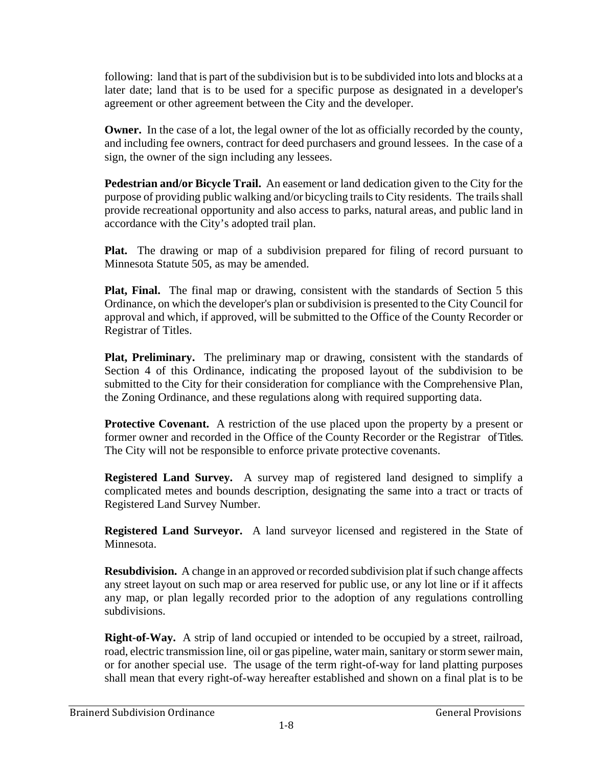following: land that is part of the subdivision but is to be subdivided into lots and blocks at a later date; land that is to be used for a specific purpose as designated in a developer's agreement or other agreement between the City and the developer.

**Owner.** In the case of a lot, the legal owner of the lot as officially recorded by the county, and including fee owners, contract for deed purchasers and ground lessees. In the case of a sign, the owner of the sign including any lessees.

**Pedestrian and/or Bicycle Trail.** An easement or land dedication given to the City for the purpose of providing public walking and/or bicycling trails to City residents. The trails shall provide recreational opportunity and also access to parks, natural areas, and public land in accordance with the City's adopted trail plan.

**Plat.** The drawing or map of a subdivision prepared for filing of record pursuant to Minnesota Statute 505, as may be amended.

**Plat, Final.** The final map or drawing, consistent with the standards of Section 5 this Ordinance, on which the developer's plan or subdivision is presented to the City Council for approval and which, if approved, will be submitted to the Office of the County Recorder or Registrar of Titles.

**Plat, Preliminary.** The preliminary map or drawing, consistent with the standards of Section 4 of this Ordinance, indicating the proposed layout of the subdivision to be submitted to the City for their consideration for compliance with the Comprehensive Plan, the Zoning Ordinance, and these regulations along with required supporting data.

**Protective Covenant.** A restriction of the use placed upon the property by a present or former owner and recorded in the Office of the County Recorder or the Registrar of Titles. The City will not be responsible to enforce private protective covenants.

**Registered Land Survey.** A survey map of registered land designed to simplify a complicated metes and bounds description, designating the same into a tract or tracts of Registered Land Survey Number.

**Registered Land Surveyor.** A land surveyor licensed and registered in the State of Minnesota.

**Resubdivision.** A change in an approved or recorded subdivision plat if such change affects any street layout on such map or area reserved for public use, or any lot line or if it affects any map, or plan legally recorded prior to the adoption of any regulations controlling subdivisions.

**Right-of-Way.** A strip of land occupied or intended to be occupied by a street, railroad, road, electric transmission line, oil or gas pipeline, water main, sanitary or storm sewer main, or for another special use. The usage of the term right-of-way for land platting purposes shall mean that every right-of-way hereafter established and shown on a final plat is to be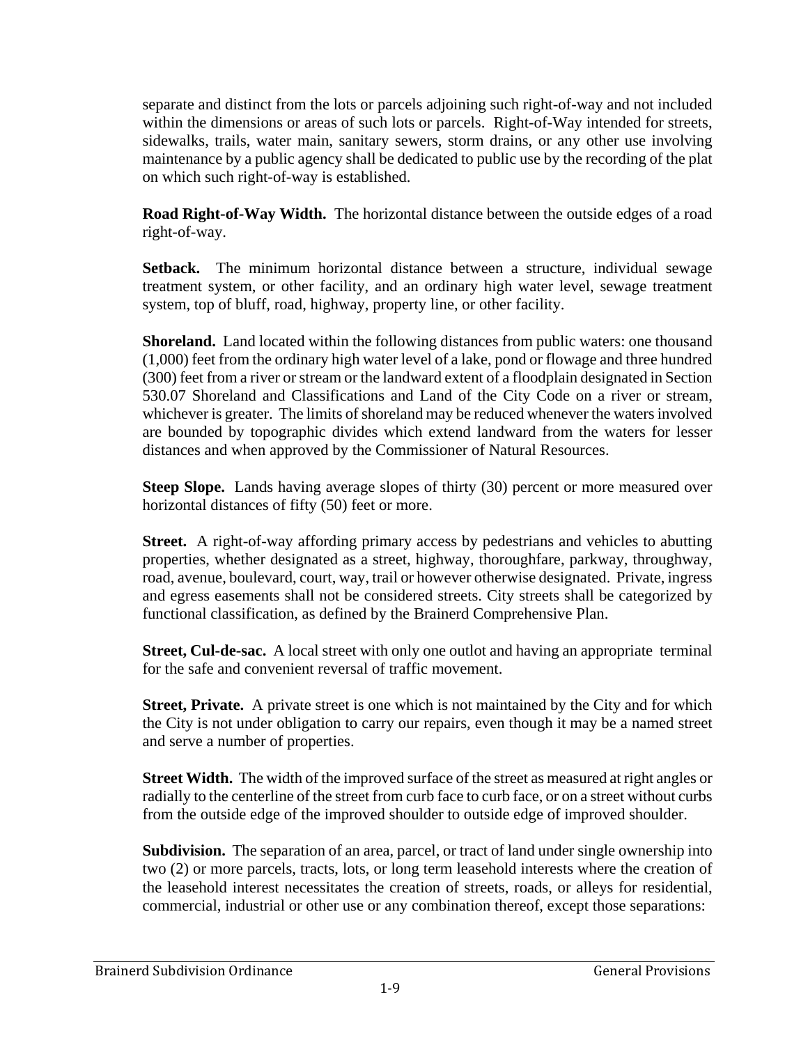separate and distinct from the lots or parcels adjoining such right-of-way and not included within the dimensions or areas of such lots or parcels. Right-of-Way intended for streets, sidewalks, trails, water main, sanitary sewers, storm drains, or any other use involving maintenance by a public agency shall be dedicated to public use by the recording of the plat on which such right-of-way is established.

**Road Right-of-Way Width.** The horizontal distance between the outside edges of a road right-of-way.

**Setback.** The minimum horizontal distance between a structure, individual sewage treatment system, or other facility, and an ordinary high water level, sewage treatment system, top of bluff, road, highway, property line, or other facility.

**Shoreland.** Land located within the following distances from public waters: one thousand (1,000) feet from the ordinary high water level of a lake, pond or flowage and three hundred (300) feet from a river or stream or the landward extent of a floodplain designated in Section 530.07 Shoreland and Classifications and Land of the City Code on a river or stream, whichever is greater. The limits of shoreland may be reduced whenever the waters involved are bounded by topographic divides which extend landward from the waters for lesser distances and when approved by the Commissioner of Natural Resources.

**Steep Slope.** Lands having average slopes of thirty (30) percent or more measured over horizontal distances of fifty (50) feet or more.

**Street.** A right-of-way affording primary access by pedestrians and vehicles to abutting properties, whether designated as a street, highway, thoroughfare, parkway, throughway, road, avenue, boulevard, court, way, trail or however otherwise designated. Private, ingress and egress easements shall not be considered streets. City streets shall be categorized by functional classification, as defined by the Brainerd Comprehensive Plan.

**Street, Cul-de-sac.** A local street with only one outlot and having an appropriate terminal for the safe and convenient reversal of traffic movement.

**Street, Private.** A private street is one which is not maintained by the City and for which the City is not under obligation to carry our repairs, even though it may a named street and serve a number of properties.

**Street Width.** The width of the improved surface of the street as measured at right angles or radially to the centerline of the street from curb face to curb face, or on a street without curbs from the outside edge of the improved shoulder to outside edge of improved shoulder.

**Subdivision.** The separation of an area, parcel, or tract of land under single ownership into two (2) or more parcels, tracts, lots, or long term leasehold interests where the creation of the leasehold interest necessitates the creation of streets, roads, or alleys for residential, commercial, industrial or other use or any combination thereof, except those separations: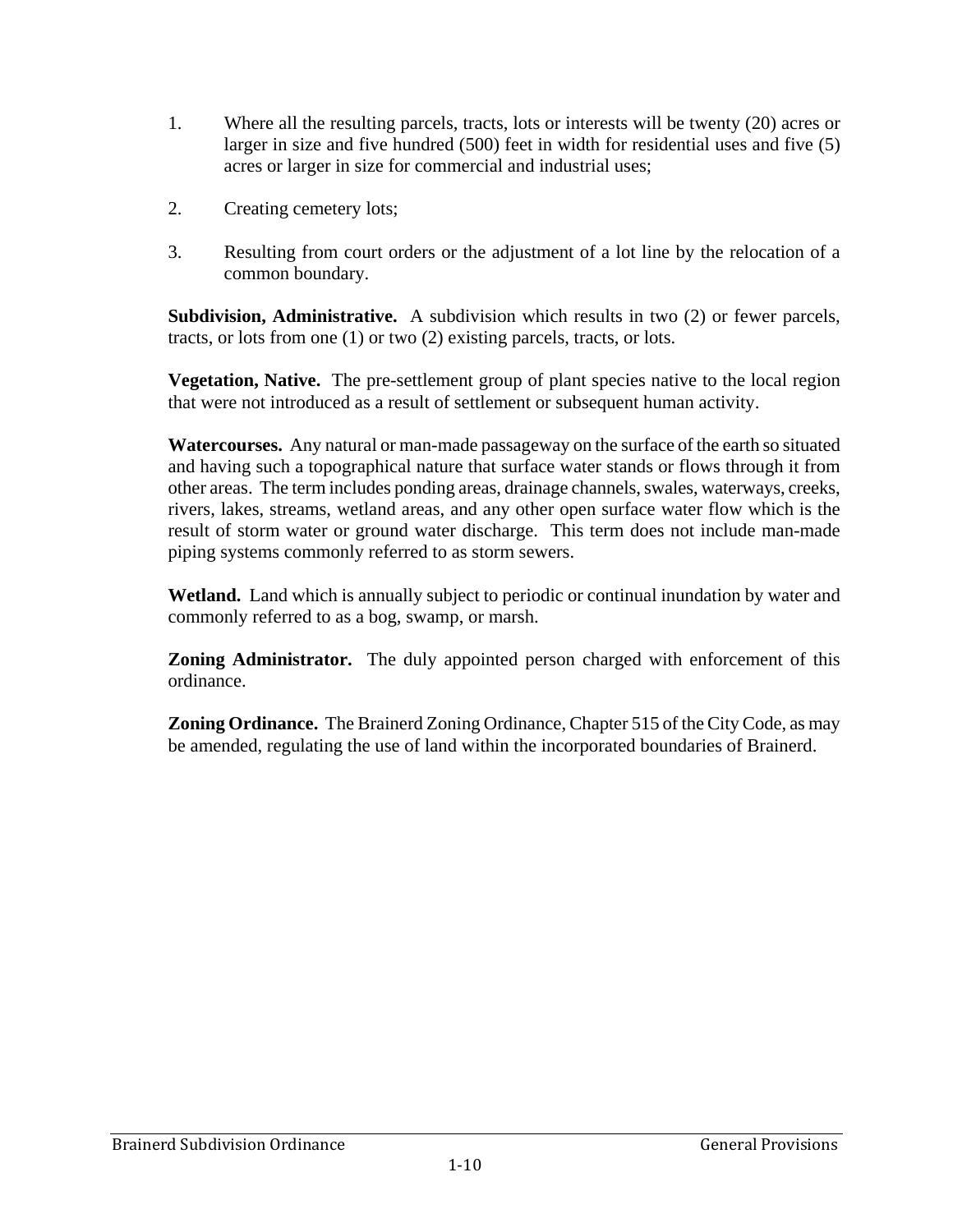1. Where all the resulting parcels, tracts, lots or interests will be twenty (20) acres or larger in size and five hundred (500) feet in width for residential uses and five (5) acres or larger in size for commercial and industrial uses;

2. Creating cemetery lots;

3. Resulting from court orders or the adjustment of a lot line by the relocation of a common boundary.

**Subdivision, Administrative.** A subdivision which results in two (2) or fewer parcels, tracts, or lots from one (1) or two (2) existing parcels, tracts, or lots.

**Vegetation, Native.** The pre-settlement group of plant species native to the local region that were not introduced as a result of settlement or subsequent human activity.

**Watercourses.** Any natural or man-made passageway on the surface of the earth so situated and having such a topographical nature that surface water stands or flows through it from other areas. The term includes ponding areas, drainage channels, swales, waterways, creeks, rivers, lakes, streams, wetland areas, and any other open surface water flow which is the result of storm water or ground water discharge. This term does not include man-made piping systems commonly referred to as storm sewers.

**Wetland.** Land which is annually subject to periodic or continual inundation by water and commonly referred to as a bog, swamp, or marsh.

**Zoning Administrator.** The duly appointed person charged with enforcement of this ordinance.

**Zoning Ordinance.** The Brainerd Zoning Ordinance, Chapter 515 of the City Code, as may be amended, regulating the use of land within the incorporated boundaries of Brainerd.